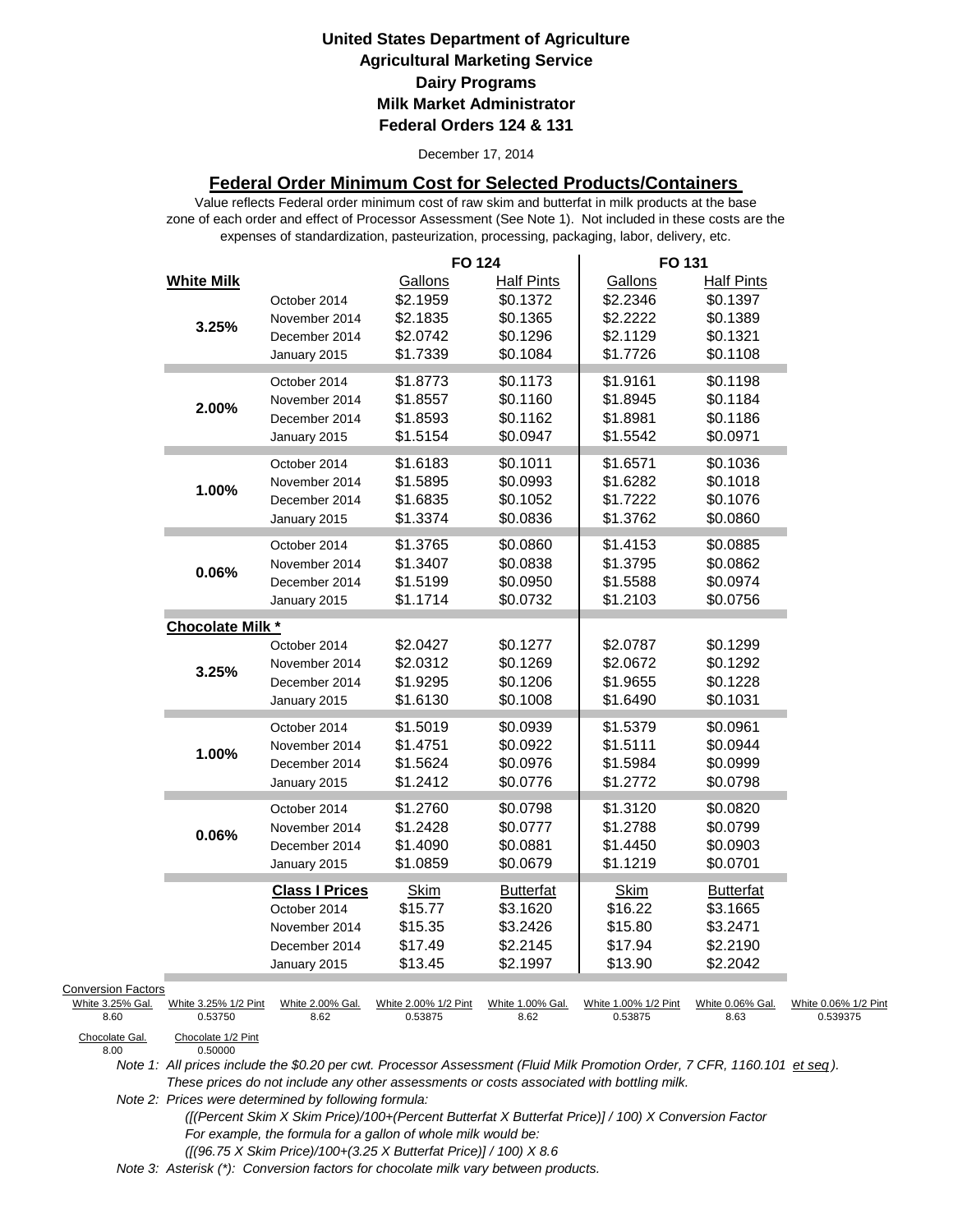# United States Department of Agriculture
## Agricultural Marketing Service
## Dairy Programs
## Milk Market Administrator
## Federal Orders 124 & 131

December 17, 2014

### Federal Order Minimum Cost for Selected Products/Containers

Value reflects Federal order minimum cost of raw skim and butterfat in milk products at the base zone of each order and effect of Processor Assessment (See Note 1). Not included in these costs are the expenses of standardization, pasteurization, processing, packaging, labor, delivery, etc.

| | | FO 124 | | FO 131 | |
|---|---|---|---|---|---|
| **White Milk** | | Gallons | Half Pints | Gallons | Half Pints |
| **3.25%** | October 2014 | $2.1959 | $0.1372 | $2.2346 | $0.1397 |
| | November 2014 | $2.1835 | $0.1365 | $2.2222 | $0.1389 |
| | December 2014 | $2.0742 | $0.1296 | $2.1129 | $0.1321 |
| | January 2015 | $1.7339 | $0.1084 | $1.7726 | $0.1108 |
| **2.00%** | October 2014 | $1.8773 | $0.1173 | $1.9161 | $0.1198 |
| | November 2014 | $1.8557 | $0.1160 | $1.8945 | $0.1184 |
| | December 2014 | $1.8593 | $0.1162 | $1.8981 | $0.1186 |
| | January 2015 | $1.5154 | $0.0947 | $1.5542 | $0.0971 |
| **1.00%** | October 2014 | $1.6183 | $0.1011 | $1.6571 | $0.1036 |
| | November 2014 | $1.5895 | $0.0993 | $1.6282 | $0.1018 |
| | December 2014 | $1.6835 | $0.1052 | $1.7222 | $0.1076 |
| | January 2015 | $1.3374 | $0.0836 | $1.3762 | $0.0860 |
| **0.06%** | October 2014 | $1.3765 | $0.0860 | $1.4153 | $0.0885 |
| | November 2014 | $1.3407 | $0.0838 | $1.3795 | $0.0862 |
| | December 2014 | $1.5199 | $0.0950 | $1.5588 | $0.0974 |
| | January 2015 | $1.1714 | $0.0732 | $1.2103 | $0.0756 |
| **Chocolate Milk *** | | | | | |
| **3.25%** | October 2014 | $2.0427 | $0.1277 | $2.0787 | $0.1299 |
| | November 2014 | $2.0312 | $0.1269 | $2.0672 | $0.1292 |
| | December 2014 | $1.9295 | $0.1206 | $1.9655 | $0.1228 |
| | January 2015 | $1.6130 | $0.1008 | $1.6490 | $0.1031 |
| **1.00%** | October 2014 | $1.5019 | $0.0939 | $1.5379 | $0.0961 |
| | November 2014 | $1.4751 | $0.0922 | $1.5111 | $0.0944 |
| | December 2014 | $1.5624 | $0.0976 | $1.5984 | $0.0999 |
| | January 2015 | $1.2412 | $0.0776 | $1.2772 | $0.0798 |
| **0.06%** | October 2014 | $1.2760 | $0.0798 | $1.3120 | $0.0820 |
| | November 2014 | $1.2428 | $0.0777 | $1.2788 | $0.0799 |
| | December 2014 | $1.4090 | $0.0881 | $1.4450 | $0.0903 |
| | January 2015 | $1.0859 | $0.0679 | $1.1219 | $0.0701 |
| | **Class I Prices** | Skim | Butterfat | Skim | Butterfat |
| | October 2014 | $15.77 | $3.1620 | $16.22 | $3.1665 |
| | November 2014 | $15.35 | $3.2426 | $15.80 | $3.2471 |
| | December 2014 | $17.49 | $2.2145 | $17.94 | $2.2190 |
| | January 2015 | $13.45 | $2.1997 | $13.90 | $2.2042 |

Conversion Factors

| White 3.25% Gal. | White 3.25% 1/2 Pint | White 2.00% Gal. | White 2.00% 1/2 Pint | White 1.00% Gal. | White 1.00% 1/2 Pint | White 0.06% Gal. | White 0.06% 1/2 Pint |
|---|---|---|---|---|---|---|---|
| 8.60 | 0.53750 | 8.62 | 0.53875 | 8.62 | 0.53875 | 8.63 | 0.539375 |

| Chocolate Gal. | Chocolate 1/2 Pint |
|---|---|
| 8.00 | 0.50000 |

*Note 1: All prices include the $0.20 per cwt. Processor Assessment (Fluid Milk Promotion Order, 7 CFR, 1160.101 et seq). These prices do not include any other assessments or costs associated with bottling milk.*

*Note 2: Prices were determined by following formula:*

*([(Percent Skim X Skim Price)/100+(Percent Butterfat X Butterfat Price)] / 100) X Conversion Factor*

*For example, the formula for a gallon of whole milk would be:*

*([(96.75 X Skim Price)/100+(3.25 X Butterfat Price)] / 100) X 8.6*

*Note 3: Asterisk (*): Conversion factors for chocolate milk vary between products.*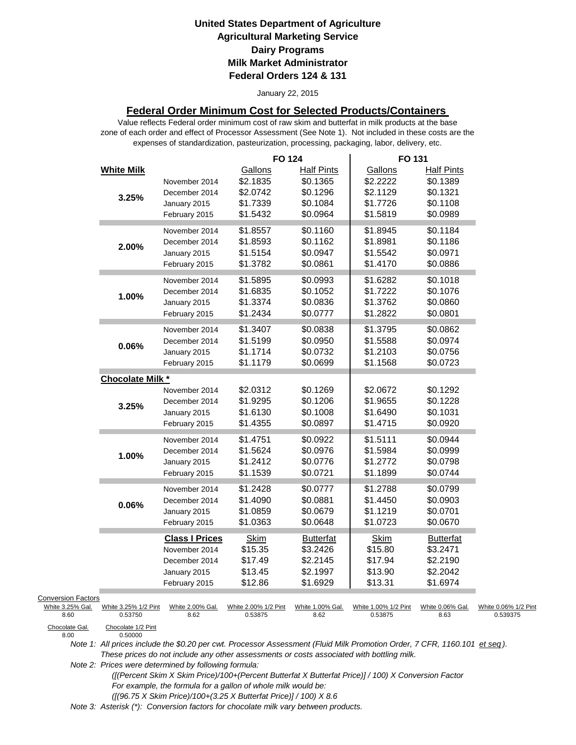**United States Department of Agriculture**
**Agricultural Marketing Service**
**Dairy Programs**
**Milk Market Administrator**
**Federal Orders 124 & 131**

January 22, 2015

## Federal Order Minimum Cost for Selected Products/Containers

Value reflects Federal order minimum cost of raw skim and butterfat in milk products at the base zone of each order and effect of Processor Assessment (See Note 1). Not included in these costs are the expenses of standardization, pasteurization, processing, packaging, labor, delivery, etc.

| | | FO 124 | | FO 131 | |
|---|---|---|---|---|---|
| **White Milk** | | Gallons | Half Pints | Gallons | Half Pints |
| 3.25% | November 2014 | $2.1835 | $0.1365 | $2.2222 | $0.1389 |
| | December 2014 | $2.0742 | $0.1296 | $2.1129 | $0.1321 |
| | January 2015 | $1.7339 | $0.1084 | $1.7726 | $0.1108 |
| | February 2015 | $1.5432 | $0.0964 | $1.5819 | $0.0989 |
| 2.00% | November 2014 | $1.8557 | $0.1160 | $1.8945 | $0.1184 |
| | December 2014 | $1.8593 | $0.1162 | $1.8981 | $0.1186 |
| | January 2015 | $1.5154 | $0.0947 | $1.5542 | $0.0971 |
| | February 2015 | $1.3782 | $0.0861 | $1.4170 | $0.0886 |
| 1.00% | November 2014 | $1.5895 | $0.0993 | $1.6282 | $0.1018 |
| | December 2014 | $1.6835 | $0.1052 | $1.7222 | $0.1076 |
| | January 2015 | $1.3374 | $0.0836 | $1.3762 | $0.0860 |
| | February 2015 | $1.2434 | $0.0777 | $1.2822 | $0.0801 |
| 0.06% | November 2014 | $1.3407 | $0.0838 | $1.3795 | $0.0862 |
| | December 2014 | $1.5199 | $0.0950 | $1.5588 | $0.0974 |
| | January 2015 | $1.1714 | $0.0732 | $1.2103 | $0.0756 |
| | February 2015 | $1.1179 | $0.0699 | $1.1568 | $0.0723 |
| **Chocolate Milk *** | | | | | |
| 3.25% | November 2014 | $2.0312 | $0.1269 | $2.0672 | $0.1292 |
| | December 2014 | $1.9295 | $0.1206 | $1.9655 | $0.1228 |
| | January 2015 | $1.6130 | $0.1008 | $1.6490 | $0.1031 |
| | February 2015 | $1.4355 | $0.0897 | $1.4715 | $0.0920 |
| 1.00% | November 2014 | $1.4751 | $0.0922 | $1.5111 | $0.0944 |
| | December 2014 | $1.5624 | $0.0976 | $1.5984 | $0.0999 |
| | January 2015 | $1.2412 | $0.0776 | $1.2772 | $0.0798 |
| | February 2015 | $1.1539 | $0.0721 | $1.1899 | $0.0744 |
| 0.06% | November 2014 | $1.2428 | $0.0777 | $1.2788 | $0.0799 |
| | December 2014 | $1.4090 | $0.0881 | $1.4450 | $0.0903 |
| | January 2015 | $1.0859 | $0.0679 | $1.1219 | $0.0701 |
| | February 2015 | $1.0363 | $0.0648 | $1.0723 | $0.0670 |
| | **Class I Prices** | Skim | Butterfat | Skim | Butterfat |
| | November 2014 | $15.35 | $3.2426 | $15.80 | $3.2471 |
| | December 2014 | $17.49 | $2.2145 | $17.94 | $2.2190 |
| | January 2015 | $13.45 | $2.1997 | $13.90 | $2.2042 |
| | February 2015 | $12.86 | $1.6929 | $13.31 | $1.6974 |

Conversion Factors

| White 3.25% Gal. | White 3.25% 1/2 Pint | White 2.00% Gal. | White 2.00% 1/2 Pint | White 1.00% Gal. | White 1.00% 1/2 Pint | White 0.06% Gal. | White 0.06% 1/2 Pint |
|---|---|---|---|---|---|---|---|
| 8.60 | 0.53750 | 8.62 | 0.53875 | 8.62 | 0.53875 | 8.63 | 0.539375 |

| Chocolate Gal. | Chocolate 1/2 Pint |
|---|---|
| 8.00 | 0.50000 |

*Note 1: All prices include the $0.20 per cwt. Processor Assessment (Fluid Milk Promotion Order, 7 CFR, 1160.101 et seq). These prices do not include any other assessments or costs associated with bottling milk.*

*Note 2: Prices were determined by following formula:*
*([(Percent Skim X Skim Price)/100+(Percent Butterfat X Butterfat Price)] / 100) X Conversion Factor*
*For example, the formula for a gallon of whole milk would be:*
*([(96.75 X Skim Price)/100+(3.25 X Butterfat Price)] / 100) X 8.6*

*Note 3: Asterisk (*): Conversion factors for chocolate milk vary between products.*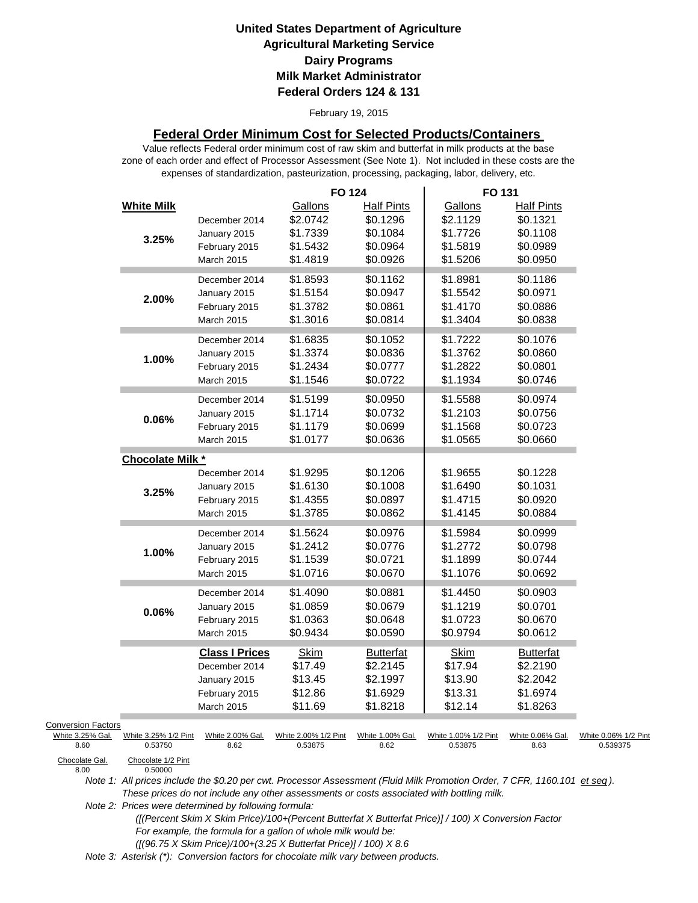**United States Department of Agriculture**
**Agricultural Marketing Service**
**Dairy Programs**
**Milk Market Administrator**
**Federal Orders 124 & 131**

February 19, 2015

## Federal Order Minimum Cost for Selected Products/Containers

Value reflects Federal order minimum cost of raw skim and butterfat in milk products at the base zone of each order and effect of Processor Assessment (See Note 1). Not included in these costs are the expenses of standardization, pasteurization, processing, packaging, labor, delivery, etc.

| | | FO 124 | | FO 131 | |
|---|---|---|---|---|---|
| **White Milk** | | Gallons | Half Pints | Gallons | Half Pints |
| **3.25%** | December 2014 | $2.0742 | $0.1296 | $2.1129 | $0.1321 |
| | January 2015 | $1.7339 | $0.1084 | $1.7726 | $0.1108 |
| | February 2015 | $1.5432 | $0.0964 | $1.5819 | $0.0989 |
| | March 2015 | $1.4819 | $0.0926 | $1.5206 | $0.0950 |
| **2.00%** | December 2014 | $1.8593 | $0.1162 | $1.8981 | $0.1186 |
| | January 2015 | $1.5154 | $0.0947 | $1.5542 | $0.0971 |
| | February 2015 | $1.3782 | $0.0861 | $1.4170 | $0.0886 |
| | March 2015 | $1.3016 | $0.0814 | $1.3404 | $0.0838 |
| **1.00%** | December 2014 | $1.6835 | $0.1052 | $1.7222 | $0.1076 |
| | January 2015 | $1.3374 | $0.0836 | $1.3762 | $0.0860 |
| | February 2015 | $1.2434 | $0.0777 | $1.2822 | $0.0801 |
| | March 2015 | $1.1546 | $0.0722 | $1.1934 | $0.0746 |
| **0.06%** | December 2014 | $1.5199 | $0.0950 | $1.5588 | $0.0974 |
| | January 2015 | $1.1714 | $0.0732 | $1.2103 | $0.0756 |
| | February 2015 | $1.1179 | $0.0699 | $1.1568 | $0.0723 |
| | March 2015 | $1.0177 | $0.0636 | $1.0565 | $0.0660 |
| **Chocolate Milk *** | | | | | |
| **3.25%** | December 2014 | $1.9295 | $0.1206 | $1.9655 | $0.1228 |
| | January 2015 | $1.6130 | $0.1008 | $1.6490 | $0.1031 |
| | February 2015 | $1.4355 | $0.0897 | $1.4715 | $0.0920 |
| | March 2015 | $1.3785 | $0.0862 | $1.4145 | $0.0884 |
| **1.00%** | December 2014 | $1.5624 | $0.0976 | $1.5984 | $0.0999 |
| | January 2015 | $1.2412 | $0.0776 | $1.2772 | $0.0798 |
| | February 2015 | $1.1539 | $0.0721 | $1.1899 | $0.0744 |
| | March 2015 | $1.0716 | $0.0670 | $1.1076 | $0.0692 |
| **0.06%** | December 2014 | $1.4090 | $0.0881 | $1.4450 | $0.0903 |
| | January 2015 | $1.0859 | $0.0679 | $1.1219 | $0.0701 |
| | February 2015 | $1.0363 | $0.0648 | $1.0723 | $0.0670 |
| | March 2015 | $0.9434 | $0.0590 | $0.9794 | $0.0612 |
| | **Class I Prices** | Skim | Butterfat | Skim | Butterfat |
| | December 2014 | $17.49 | $2.2145 | $17.94 | $2.2190 |
| | January 2015 | $13.45 | $2.1997 | $13.90 | $2.2042 |
| | February 2015 | $12.86 | $1.6929 | $13.31 | $1.6974 |
| | March 2015 | $11.69 | $1.8218 | $12.14 | $1.8263 |

Conversion Factors

| White 3.25% Gal. | White 3.25% 1/2 Pint | White 2.00% Gal. | White 2.00% 1/2 Pint | White 1.00% Gal. | White 1.00% 1/2 Pint | White 0.06% Gal. | White 0.06% 1/2 Pint |
|---|---|---|---|---|---|---|---|
| 8.60 | 0.53750 | 8.62 | 0.53875 | 8.62 | 0.53875 | 8.63 | 0.539375 |

| Chocolate Gal. | Chocolate 1/2 Pint |
|---|---|
| 8.00 | 0.50000 |

*Note 1: All prices include the $0.20 per cwt. Processor Assessment (Fluid Milk Promotion Order, 7 CFR, 1160.101 et seq). These prices do not include any other assessments or costs associated with bottling milk.*

*Note 2: Prices were determined by following formula:*
*([(Percent Skim X Skim Price)/100+(Percent Butterfat X Butterfat Price)] / 100) X Conversion Factor*
*For example, the formula for a gallon of whole milk would be:*
*([(96.75 X Skim Price)/100+(3.25 X Butterfat Price)] / 100) X 8.6*

*Note 3: Asterisk (*): Conversion factors for chocolate milk vary between products.*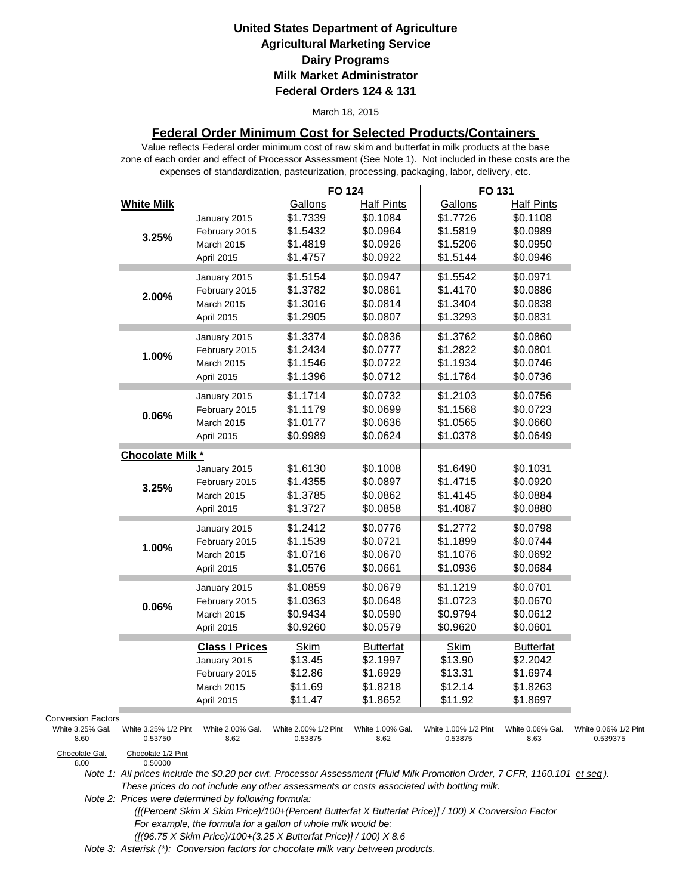**United States Department of Agriculture**
**Agricultural Marketing Service**
**Dairy Programs**
**Milk Market Administrator**
**Federal Orders 124 & 131**

March 18, 2015

## Federal Order Minimum Cost for Selected Products/Containers

Value reflects Federal order minimum cost of raw skim and butterfat in milk products at the base zone of each order and effect of Processor Assessment (See Note 1). Not included in these costs are the expenses of standardization, pasteurization, processing, packaging, labor, delivery, etc.

| | | FO 124 | | FO 131 | |
|---|---|---|---|---|---|
| **White Milk** | | Gallons | Half Pints | Gallons | Half Pints |
| **3.25%** | January 2015 | $1.7339 | $0.1084 | $1.7726 | $0.1108 |
| | February 2015 | $1.5432 | $0.0964 | $1.5819 | $0.0989 |
| | March 2015 | $1.4819 | $0.0926 | $1.5206 | $0.0950 |
| | April 2015 | $1.4757 | $0.0922 | $1.5144 | $0.0946 |
| **2.00%** | January 2015 | $1.5154 | $0.0947 | $1.5542 | $0.0971 |
| | February 2015 | $1.3782 | $0.0861 | $1.4170 | $0.0886 |
| | March 2015 | $1.3016 | $0.0814 | $1.3404 | $0.0838 |
| | April 2015 | $1.2905 | $0.0807 | $1.3293 | $0.0831 |
| **1.00%** | January 2015 | $1.3374 | $0.0836 | $1.3762 | $0.0860 |
| | February 2015 | $1.2434 | $0.0777 | $1.2822 | $0.0801 |
| | March 2015 | $1.1546 | $0.0722 | $1.1934 | $0.0746 |
| | April 2015 | $1.1396 | $0.0712 | $1.1784 | $0.0736 |
| **0.06%** | January 2015 | $1.1714 | $0.0732 | $1.2103 | $0.0756 |
| | February 2015 | $1.1179 | $0.0699 | $1.1568 | $0.0723 |
| | March 2015 | $1.0177 | $0.0636 | $1.0565 | $0.0660 |
| | April 2015 | $0.9989 | $0.0624 | $1.0378 | $0.0649 |
| **Chocolate Milk *** | | | | | |
| **3.25%** | January 2015 | $1.6130 | $0.1008 | $1.6490 | $0.1031 |
| | February 2015 | $1.4355 | $0.0897 | $1.4715 | $0.0920 |
| | March 2015 | $1.3785 | $0.0862 | $1.4145 | $0.0884 |
| | April 2015 | $1.3727 | $0.0858 | $1.4087 | $0.0880 |
| **1.00%** | January 2015 | $1.2412 | $0.0776 | $1.2772 | $0.0798 |
| | February 2015 | $1.1539 | $0.0721 | $1.1899 | $0.0744 |
| | March 2015 | $1.0716 | $0.0670 | $1.1076 | $0.0692 |
| | April 2015 | $1.0576 | $0.0661 | $1.0936 | $0.0684 |
| **0.06%** | January 2015 | $1.0859 | $0.0679 | $1.1219 | $0.0701 |
| | February 2015 | $1.0363 | $0.0648 | $1.0723 | $0.0670 |
| | March 2015 | $0.9434 | $0.0590 | $0.9794 | $0.0612 |
| | April 2015 | $0.9260 | $0.0579 | $0.9620 | $0.0601 |
| | **Class I Prices** | Skim | Butterfat | Skim | Butterfat |
| | January 2015 | $13.45 | $2.1997 | $13.90 | $2.2042 |
| | February 2015 | $12.86 | $1.6929 | $13.31 | $1.6974 |
| | March 2015 | $11.69 | $1.8218 | $12.14 | $1.8263 |
| | April 2015 | $11.47 | $1.8652 | $11.92 | $1.8697 |

Conversion Factors

| White 3.25% Gal. | White 3.25% 1/2 Pint | White 2.00% Gal. | White 2.00% 1/2 Pint | White 1.00% Gal. | White 1.00% 1/2 Pint | White 0.06% Gal. | White 0.06% 1/2 Pint |
|---|---|---|---|---|---|---|---|
| 8.60 | 0.53750 | 8.62 | 0.53875 | 8.62 | 0.53875 | 8.63 | 0.539375 |

| Chocolate Gal. | Chocolate 1/2 Pint |
|---|---|
| 8.00 | 0.50000 |

*Note 1: All prices include the $0.20 per cwt. Processor Assessment (Fluid Milk Promotion Order, 7 CFR, 1160.101 et seq). These prices do not include any other assessments or costs associated with bottling milk.*

*Note 2: Prices were determined by following formula:*
*([(Percent Skim X Skim Price)/100+(Percent Butterfat X Butterfat Price)] / 100) X Conversion Factor*
*For example, the formula for a gallon of whole milk would be:*
*([(96.75 X Skim Price)/100+(3.25 X Butterfat Price)] / 100) X 8.6*

*Note 3: Asterisk (*): Conversion factors for chocolate milk vary between products.*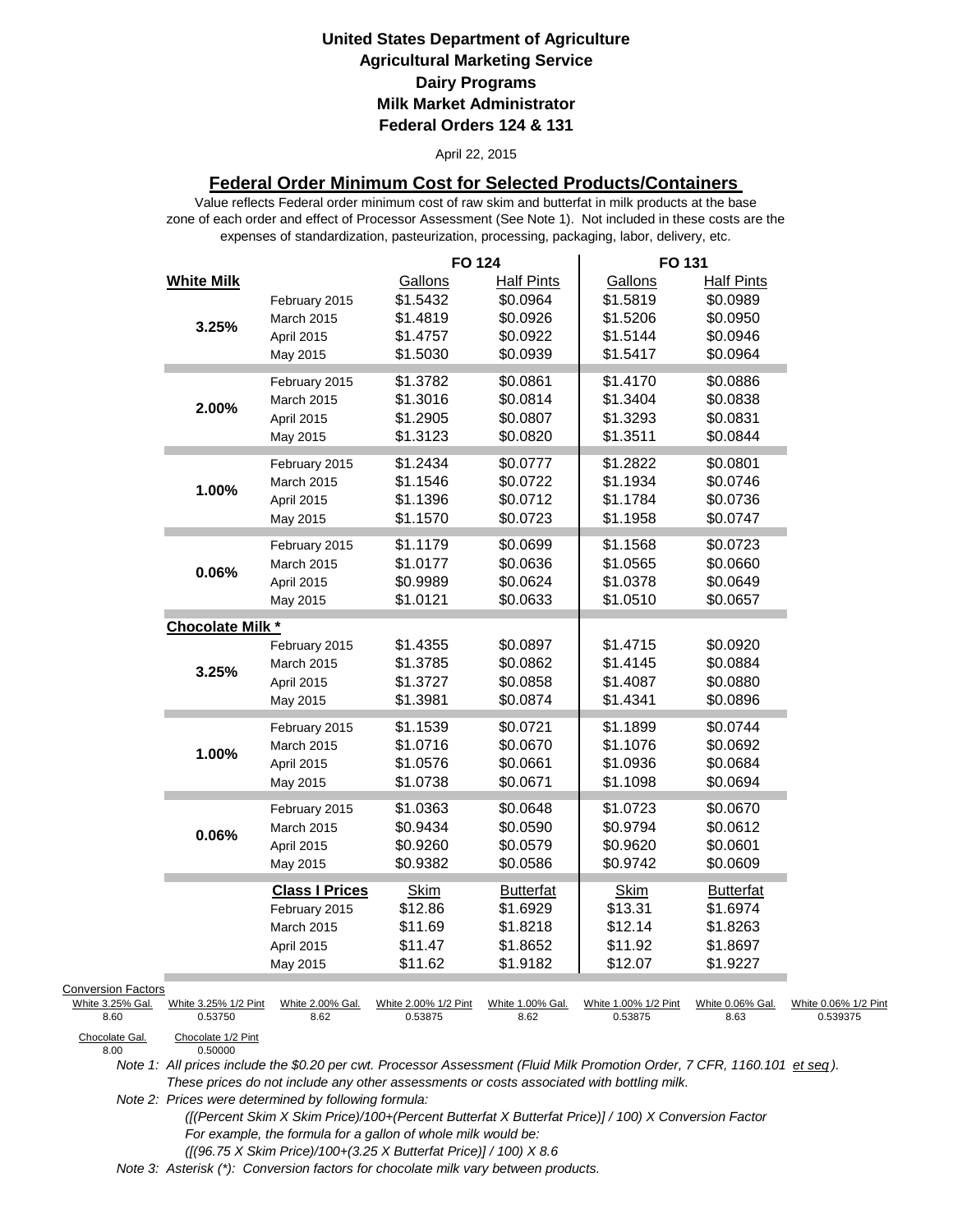**United States Department of Agriculture**
**Agricultural Marketing Service**
**Dairy Programs**
**Milk Market Administrator**
**Federal Orders 124 & 131**

April 22, 2015

## Federal Order Minimum Cost for Selected Products/Containers

Value reflects Federal order minimum cost of raw skim and butterfat in milk products at the base zone of each order and effect of Processor Assessment (See Note 1). Not included in these costs are the expenses of standardization, pasteurization, processing, packaging, labor, delivery, etc.

| | | FO 124 | | FO 131 | |
|---|---|---|---|---|---|
| **White Milk** | | Gallons | Half Pints | Gallons | Half Pints |
| **3.25%** | February 2015 | $1.5432 | $0.0964 | $1.5819 | $0.0989 |
| | March 2015 | $1.4819 | $0.0926 | $1.5206 | $0.0950 |
| | April 2015 | $1.4757 | $0.0922 | $1.5144 | $0.0946 |
| | May 2015 | $1.5030 | $0.0939 | $1.5417 | $0.0964 |
| **2.00%** | February 2015 | $1.3782 | $0.0861 | $1.4170 | $0.0886 |
| | March 2015 | $1.3016 | $0.0814 | $1.3404 | $0.0838 |
| | April 2015 | $1.2905 | $0.0807 | $1.3293 | $0.0831 |
| | May 2015 | $1.3123 | $0.0820 | $1.3511 | $0.0844 |
| **1.00%** | February 2015 | $1.2434 | $0.0777 | $1.2822 | $0.0801 |
| | March 2015 | $1.1546 | $0.0722 | $1.1934 | $0.0746 |
| | April 2015 | $1.1396 | $0.0712 | $1.1784 | $0.0736 |
| | May 2015 | $1.1570 | $0.0723 | $1.1958 | $0.0747 |
| **0.06%** | February 2015 | $1.1179 | $0.0699 | $1.1568 | $0.0723 |
| | March 2015 | $1.0177 | $0.0636 | $1.0565 | $0.0660 |
| | April 2015 | $0.9989 | $0.0624 | $1.0378 | $0.0649 |
| | May 2015 | $1.0121 | $0.0633 | $1.0510 | $0.0657 |
| **Chocolate Milk *** | | | | | |
| **3.25%** | February 2015 | $1.4355 | $0.0897 | $1.4715 | $0.0920 |
| | March 2015 | $1.3785 | $0.0862 | $1.4145 | $0.0884 |
| | April 2015 | $1.3727 | $0.0858 | $1.4087 | $0.0880 |
| | May 2015 | $1.3981 | $0.0874 | $1.4341 | $0.0896 |
| **1.00%** | February 2015 | $1.1539 | $0.0721 | $1.1899 | $0.0744 |
| | March 2015 | $1.0716 | $0.0670 | $1.1076 | $0.0692 |
| | April 2015 | $1.0576 | $0.0661 | $1.0936 | $0.0684 |
| | May 2015 | $1.0738 | $0.0671 | $1.1098 | $0.0694 |
| **0.06%** | February 2015 | $1.0363 | $0.0648 | $1.0723 | $0.0670 |
| | March 2015 | $0.9434 | $0.0590 | $0.9794 | $0.0612 |
| | April 2015 | $0.9260 | $0.0579 | $0.9620 | $0.0601 |
| | May 2015 | $0.9382 | $0.0586 | $0.9742 | $0.0609 |
| | **Class I Prices** | Skim | Butterfat | Skim | Butterfat |
| | February 2015 | $12.86 | $1.6929 | $13.31 | $1.6974 |
| | March 2015 | $11.69 | $1.8218 | $12.14 | $1.8263 |
| | April 2015 | $11.47 | $1.8652 | $11.92 | $1.8697 |
| | May 2015 | $11.62 | $1.9182 | $12.07 | $1.9227 |

Conversion Factors

| White 3.25% Gal. | White 3.25% 1/2 Pint | White 2.00% Gal. | White 2.00% 1/2 Pint | White 1.00% Gal. | White 1.00% 1/2 Pint | White 0.06% Gal. | White 0.06% 1/2 Pint |
|---|---|---|---|---|---|---|---|
| 8.60 | 0.53750 | 8.62 | 0.53875 | 8.62 | 0.53875 | 8.63 | 0.539375 |

| Chocolate Gal. | Chocolate 1/2 Pint |
|---|---|
| 8.00 | 0.50000 |

*Note 1: All prices include the $0.20 per cwt. Processor Assessment (Fluid Milk Promotion Order, 7 CFR, 1160.101 et seq). These prices do not include any other assessments or costs associated with bottling milk.*

*Note 2: Prices were determined by following formula:*

*([(Percent Skim X Skim Price)/100+(Percent Butterfat X Butterfat Price)] / 100) X Conversion Factor*

*For example, the formula for a gallon of whole milk would be:*

*([(96.75 X Skim Price)/100+(3.25 X Butterfat Price)] / 100) X 8.6*

*Note 3: Asterisk (*): Conversion factors for chocolate milk vary between products.*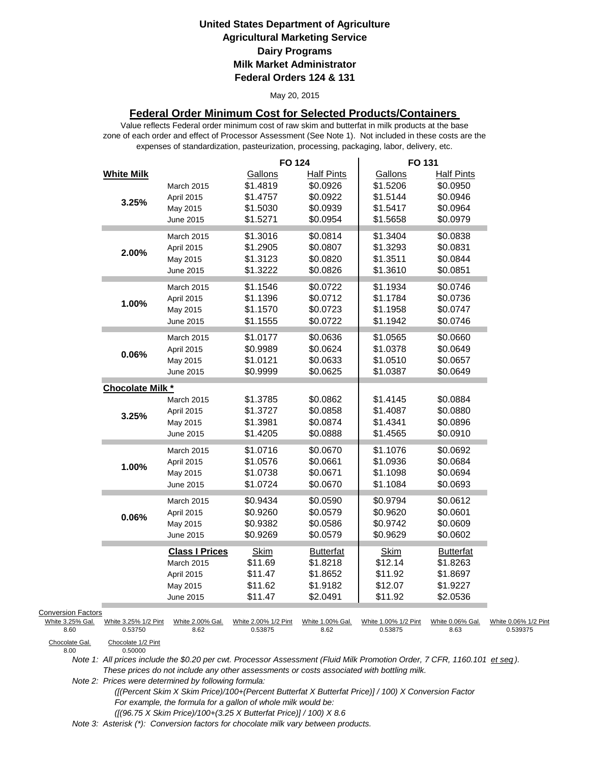# United States Department of Agriculture
## Agricultural Marketing Service
## Dairy Programs
## Milk Market Administrator
## Federal Orders 124 & 131

May 20, 2015

### Federal Order Minimum Cost for Selected Products/Containers

Value reflects Federal order minimum cost of raw skim and butterfat in milk products at the base zone of each order and effect of Processor Assessment (See Note 1). Not included in these costs are the expenses of standardization, pasteurization, processing, packaging, labor, delivery, etc.

| | | FO 124 | | FO 131 | |
|---|---|---|---|---|---|
| **White Milk** | | Gallons | Half Pints | Gallons | Half Pints |
| 3.25% | March 2015 | $1.4819 | $0.0926 | $1.5206 | $0.0950 |
| | April 2015 | $1.4757 | $0.0922 | $1.5144 | $0.0946 |
| | May 2015 | $1.5030 | $0.0939 | $1.5417 | $0.0964 |
| | June 2015 | $1.5271 | $0.0954 | $1.5658 | $0.0979 |
| 2.00% | March 2015 | $1.3016 | $0.0814 | $1.3404 | $0.0838 |
| | April 2015 | $1.2905 | $0.0807 | $1.3293 | $0.0831 |
| | May 2015 | $1.3123 | $0.0820 | $1.3511 | $0.0844 |
| | June 2015 | $1.3222 | $0.0826 | $1.3610 | $0.0851 |
| 1.00% | March 2015 | $1.1546 | $0.0722 | $1.1934 | $0.0746 |
| | April 2015 | $1.1396 | $0.0712 | $1.1784 | $0.0736 |
| | May 2015 | $1.1570 | $0.0723 | $1.1958 | $0.0747 |
| | June 2015 | $1.1555 | $0.0722 | $1.1942 | $0.0746 |
| 0.06% | March 2015 | $1.0177 | $0.0636 | $1.0565 | $0.0660 |
| | April 2015 | $0.9989 | $0.0624 | $1.0378 | $0.0649 |
| | May 2015 | $1.0121 | $0.0633 | $1.0510 | $0.0657 |
| | June 2015 | $0.9999 | $0.0625 | $1.0387 | $0.0649 |
| **Chocolate Milk *** | | | | | |
| 3.25% | March 2015 | $1.3785 | $0.0862 | $1.4145 | $0.0884 |
| | April 2015 | $1.3727 | $0.0858 | $1.4087 | $0.0880 |
| | May 2015 | $1.3981 | $0.0874 | $1.4341 | $0.0896 |
| | June 2015 | $1.4205 | $0.0888 | $1.4565 | $0.0910 |
| 1.00% | March 2015 | $1.0716 | $0.0670 | $1.1076 | $0.0692 |
| | April 2015 | $1.0576 | $0.0661 | $1.0936 | $0.0684 |
| | May 2015 | $1.0738 | $0.0671 | $1.1098 | $0.0694 |
| | June 2015 | $1.0724 | $0.0670 | $1.1084 | $0.0693 |
| 0.06% | March 2015 | $0.9434 | $0.0590 | $0.9794 | $0.0612 |
| | April 2015 | $0.9260 | $0.0579 | $0.9620 | $0.0601 |
| | May 2015 | $0.9382 | $0.0586 | $0.9742 | $0.0609 |
| | June 2015 | $0.9269 | $0.0579 | $0.9629 | $0.0602 |
| | **Class I Prices** | Skim | Butterfat | Skim | Butterfat |
| | March 2015 | $11.69 | $1.8218 | $12.14 | $1.8263 |
| | April 2015 | $11.47 | $1.8652 | $11.92 | $1.8697 |
| | May 2015 | $11.62 | $1.9182 | $12.07 | $1.9227 |
| | June 2015 | $11.47 | $2.0491 | $11.92 | $2.0536 |

Conversion Factors

| White 3.25% Gal. | White 3.25% 1/2 Pint | White 2.00% Gal. | White 2.00% 1/2 Pint | White 1.00% Gal. | White 1.00% 1/2 Pint | White 0.06% Gal. | White 0.06% 1/2 Pint |
|---|---|---|---|---|---|---|---|
| 8.60 | 0.53750 | 8.62 | 0.53875 | 8.62 | 0.53875 | 8.63 | 0.539375 |

| Chocolate Gal. | Chocolate 1/2 Pint |
|---|---|
| 8.00 | 0.50000 |

*Note 1: All prices include the $0.20 per cwt. Processor Assessment (Fluid Milk Promotion Order, 7 CFR, 1160.101 et seq). These prices do not include any other assessments or costs associated with bottling milk.*

*Note 2: Prices were determined by following formula:*

*([(Percent Skim X Skim Price)/100+(Percent Butterfat X Butterfat Price)] / 100) X Conversion Factor*

*For example, the formula for a gallon of whole milk would be:*

*([(96.75 X Skim Price)/100+(3.25 X Butterfat Price)] / 100) X 8.6*

*Note 3: Asterisk (*): Conversion factors for chocolate milk vary between products.*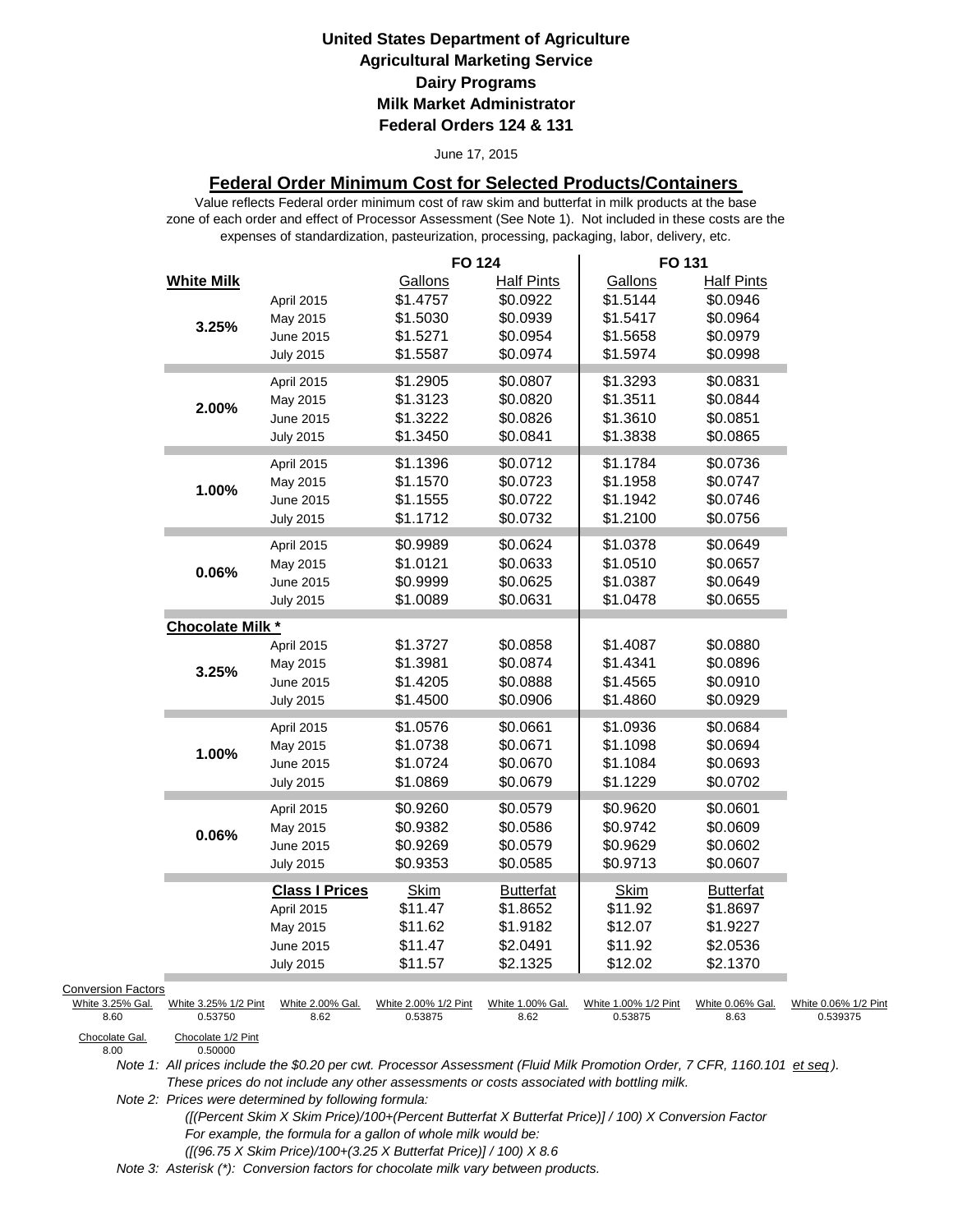# United States Department of Agriculture
## Agricultural Marketing Service
## Dairy Programs
## Milk Market Administrator
## Federal Orders 124 & 131

June 17, 2015

### Federal Order Minimum Cost for Selected Products/Containers

Value reflects Federal order minimum cost of raw skim and butterfat in milk products at the base zone of each order and effect of Processor Assessment (See Note 1). Not included in these costs are the expenses of standardization, pasteurization, processing, packaging, labor, delivery, etc.

| | | FO 124 | | FO 131 | |
|---|---|---|---|---|---|
| **White Milk** | | Gallons | Half Pints | Gallons | Half Pints |
| **3.25%** | April 2015 | $1.4757 | $0.0922 | $1.5144 | $0.0946 |
| | May 2015 | $1.5030 | $0.0939 | $1.5417 | $0.0964 |
| | June 2015 | $1.5271 | $0.0954 | $1.5658 | $0.0979 |
| | July 2015 | $1.5587 | $0.0974 | $1.5974 | $0.0998 |
| **2.00%** | April 2015 | $1.2905 | $0.0807 | $1.3293 | $0.0831 |
| | May 2015 | $1.3123 | $0.0820 | $1.3511 | $0.0844 |
| | June 2015 | $1.3222 | $0.0826 | $1.3610 | $0.0851 |
| | July 2015 | $1.3450 | $0.0841 | $1.3838 | $0.0865 |
| **1.00%** | April 2015 | $1.1396 | $0.0712 | $1.1784 | $0.0736 |
| | May 2015 | $1.1570 | $0.0723 | $1.1958 | $0.0747 |
| | June 2015 | $1.1555 | $0.0722 | $1.1942 | $0.0746 |
| | July 2015 | $1.1712 | $0.0732 | $1.2100 | $0.0756 |
| **0.06%** | April 2015 | $0.9989 | $0.0624 | $1.0378 | $0.0649 |
| | May 2015 | $1.0121 | $0.0633 | $1.0510 | $0.0657 |
| | June 2015 | $0.9999 | $0.0625 | $1.0387 | $0.0649 |
| | July 2015 | $1.0089 | $0.0631 | $1.0478 | $0.0655 |
| **Chocolate Milk \*** | | | | | |
| **3.25%** | April 2015 | $1.3727 | $0.0858 | $1.4087 | $0.0880 |
| | May 2015 | $1.3981 | $0.0874 | $1.4341 | $0.0896 |
| | June 2015 | $1.4205 | $0.0888 | $1.4565 | $0.0910 |
| | July 2015 | $1.4500 | $0.0906 | $1.4860 | $0.0929 |
| **1.00%** | April 2015 | $1.0576 | $0.0661 | $1.0936 | $0.0684 |
| | May 2015 | $1.0738 | $0.0671 | $1.1098 | $0.0694 |
| | June 2015 | $1.0724 | $0.0670 | $1.1084 | $0.0693 |
| | July 2015 | $1.0869 | $0.0679 | $1.1229 | $0.0702 |
| **0.06%** | April 2015 | $0.9260 | $0.0579 | $0.9620 | $0.0601 |
| | May 2015 | $0.9382 | $0.0586 | $0.9742 | $0.0609 |
| | June 2015 | $0.9269 | $0.0579 | $0.9629 | $0.0602 |
| | July 2015 | $0.9353 | $0.0585 | $0.9713 | $0.0607 |
| | **Class I Prices** | Skim | Butterfat | Skim | Butterfat |
| | April 2015 | $11.47 | $1.8652 | $11.92 | $1.8697 |
| | May 2015 | $11.62 | $1.9182 | $12.07 | $1.9227 |
| | June 2015 | $11.47 | $2.0491 | $11.92 | $2.0536 |
| | July 2015 | $11.57 | $2.1325 | $12.02 | $2.1370 |

Conversion Factors

| White 3.25% Gal. | White 3.25% 1/2 Pint | White 2.00% Gal. | White 2.00% 1/2 Pint | White 1.00% Gal. | White 1.00% 1/2 Pint | White 0.06% Gal. | White 0.06% 1/2 Pint |
|---|---|---|---|---|---|---|---|
| 8.60 | 0.53750 | 8.62 | 0.53875 | 8.62 | 0.53875 | 8.63 | 0.539375 |

| Chocolate Gal. | Chocolate 1/2 Pint |
|---|---|
| 8.00 | 0.50000 |

*Note 1: All prices include the $0.20 per cwt. Processor Assessment (Fluid Milk Promotion Order, 7 CFR, 1160.101 et seq). These prices do not include any other assessments or costs associated with bottling milk.*

*Note 2: Prices were determined by following formula:*

*([(Percent Skim X Skim Price)/100+(Percent Butterfat X Butterfat Price)] / 100) X Conversion Factor*

*For example, the formula for a gallon of whole milk would be:*

*([(96.75 X Skim Price)/100+(3.25 X Butterfat Price)] / 100) X 8.6*

*Note 3: Asterisk (\*): Conversion factors for chocolate milk vary between products.*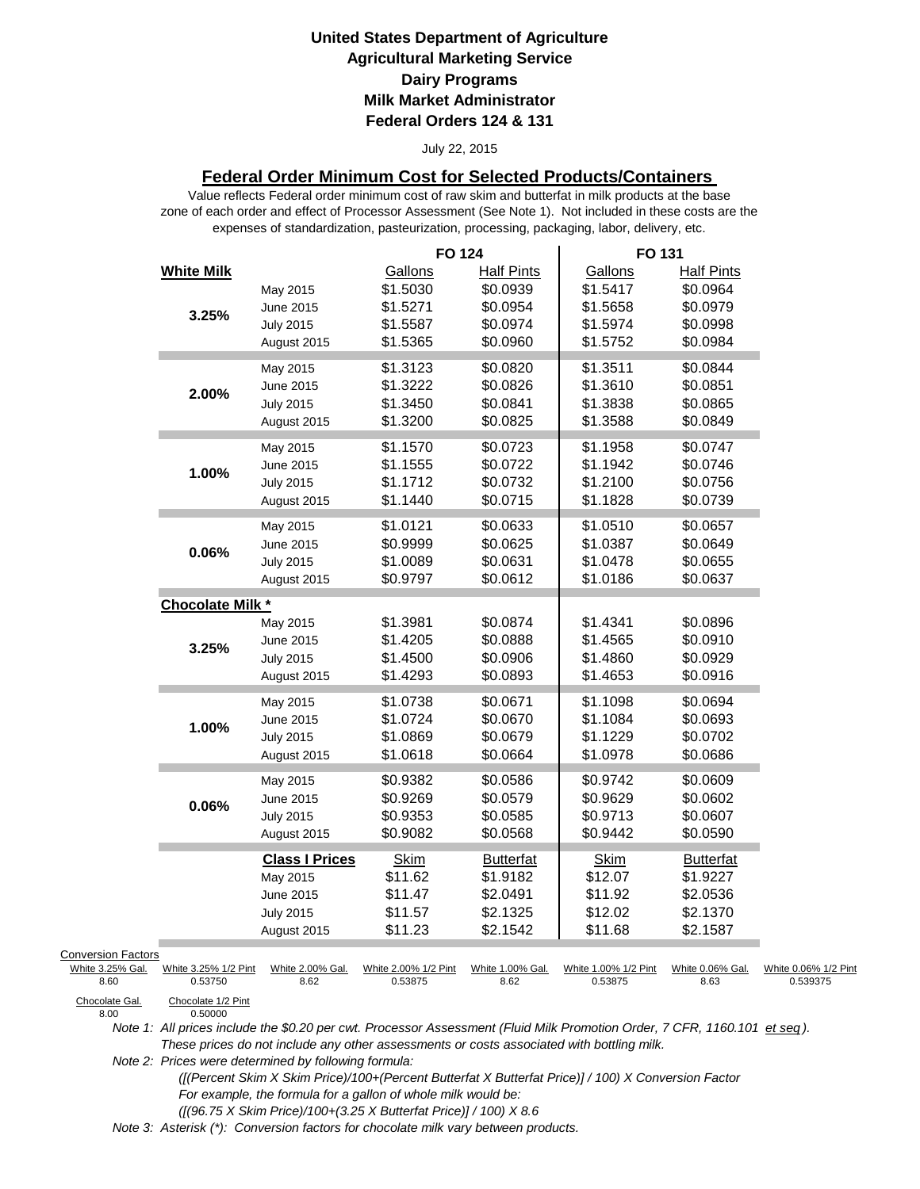# United States Department of Agriculture
## Agricultural Marketing Service
## Dairy Programs
## Milk Market Administrator
## Federal Orders 124 & 131

July 22, 2015

### Federal Order Minimum Cost for Selected Products/Containers

Value reflects Federal order minimum cost of raw skim and butterfat in milk products at the base zone of each order and effect of Processor Assessment (See Note 1). Not included in these costs are the expenses of standardization, pasteurization, processing, packaging, labor, delivery, etc.

| | | FO 124 | | FO 131 | |
|---|---|---|---|---|---|
| **White Milk** | | Gallons | Half Pints | Gallons | Half Pints |
| 3.25% | May 2015 | $1.5030 | $0.0939 | $1.5417 | $0.0964 |
| | June 2015 | $1.5271 | $0.0954 | $1.5658 | $0.0979 |
| | July 2015 | $1.5587 | $0.0974 | $1.5974 | $0.0998 |
| | August 2015 | $1.5365 | $0.0960 | $1.5752 | $0.0984 |
| 2.00% | May 2015 | $1.3123 | $0.0820 | $1.3511 | $0.0844 |
| | June 2015 | $1.3222 | $0.0826 | $1.3610 | $0.0851 |
| | July 2015 | $1.3450 | $0.0841 | $1.3838 | $0.0865 |
| | August 2015 | $1.3200 | $0.0825 | $1.3588 | $0.0849 |
| 1.00% | May 2015 | $1.1570 | $0.0723 | $1.1958 | $0.0747 |
| | June 2015 | $1.1555 | $0.0722 | $1.1942 | $0.0746 |
| | July 2015 | $1.1712 | $0.0732 | $1.2100 | $0.0756 |
| | August 2015 | $1.1440 | $0.0715 | $1.1828 | $0.0739 |
| 0.06% | May 2015 | $1.0121 | $0.0633 | $1.0510 | $0.0657 |
| | June 2015 | $0.9999 | $0.0625 | $1.0387 | $0.0649 |
| | July 2015 | $1.0089 | $0.0631 | $1.0478 | $0.0655 |
| | August 2015 | $0.9797 | $0.0612 | $1.0186 | $0.0637 |
| **Chocolate Milk *** | | | | | |
| 3.25% | May 2015 | $1.3981 | $0.0874 | $1.4341 | $0.0896 |
| | June 2015 | $1.4205 | $0.0888 | $1.4565 | $0.0910 |
| | July 2015 | $1.4500 | $0.0906 | $1.4860 | $0.0929 |
| | August 2015 | $1.4293 | $0.0893 | $1.4653 | $0.0916 |
| 1.00% | May 2015 | $1.0738 | $0.0671 | $1.1098 | $0.0694 |
| | June 2015 | $1.0724 | $0.0670 | $1.1084 | $0.0693 |
| | July 2015 | $1.0869 | $0.0679 | $1.1229 | $0.0702 |
| | August 2015 | $1.0618 | $0.0664 | $1.0978 | $0.0686 |
| 0.06% | May 2015 | $0.9382 | $0.0586 | $0.9742 | $0.0609 |
| | June 2015 | $0.9269 | $0.0579 | $0.9629 | $0.0602 |
| | July 2015 | $0.9353 | $0.0585 | $0.9713 | $0.0607 |
| | August 2015 | $0.9082 | $0.0568 | $0.9442 | $0.0590 |
| | **Class I Prices** | Skim | Butterfat | Skim | Butterfat |
| | May 2015 | $11.62 | $1.9182 | $12.07 | $1.9227 |
| | June 2015 | $11.47 | $2.0491 | $11.92 | $2.0536 |
| | July 2015 | $11.57 | $2.1325 | $12.02 | $2.1370 |
| | August 2015 | $11.23 | $2.1542 | $11.68 | $2.1587 |

Conversion Factors

| White 3.25% Gal. | White 3.25% 1/2 Pint | White 2.00% Gal. | White 2.00% 1/2 Pint | White 1.00% Gal. | White 1.00% 1/2 Pint | White 0.06% Gal. | White 0.06% 1/2 Pint |
|---|---|---|---|---|---|---|---|
| 8.60 | 0.53750 | 8.62 | 0.53875 | 8.62 | 0.53875 | 8.63 | 0.539375 |

| Chocolate Gal. | Chocolate 1/2 Pint |
|---|---|
| 8.00 | 0.50000 |

*Note 1: All prices include the $0.20 per cwt. Processor Assessment (Fluid Milk Promotion Order, 7 CFR, 1160.101 et seq). These prices do not include any other assessments or costs associated with bottling milk.*

*Note 2: Prices were determined by following formula:*

*([(Percent Skim X Skim Price)/100+(Percent Butterfat X Butterfat Price)] / 100) X Conversion Factor*

*For example, the formula for a gallon of whole milk would be:*

*([(96.75 X Skim Price)/100+(3.25 X Butterfat Price)] / 100) X 8.6*

*Note 3: Asterisk (*): Conversion factors for chocolate milk vary between products.*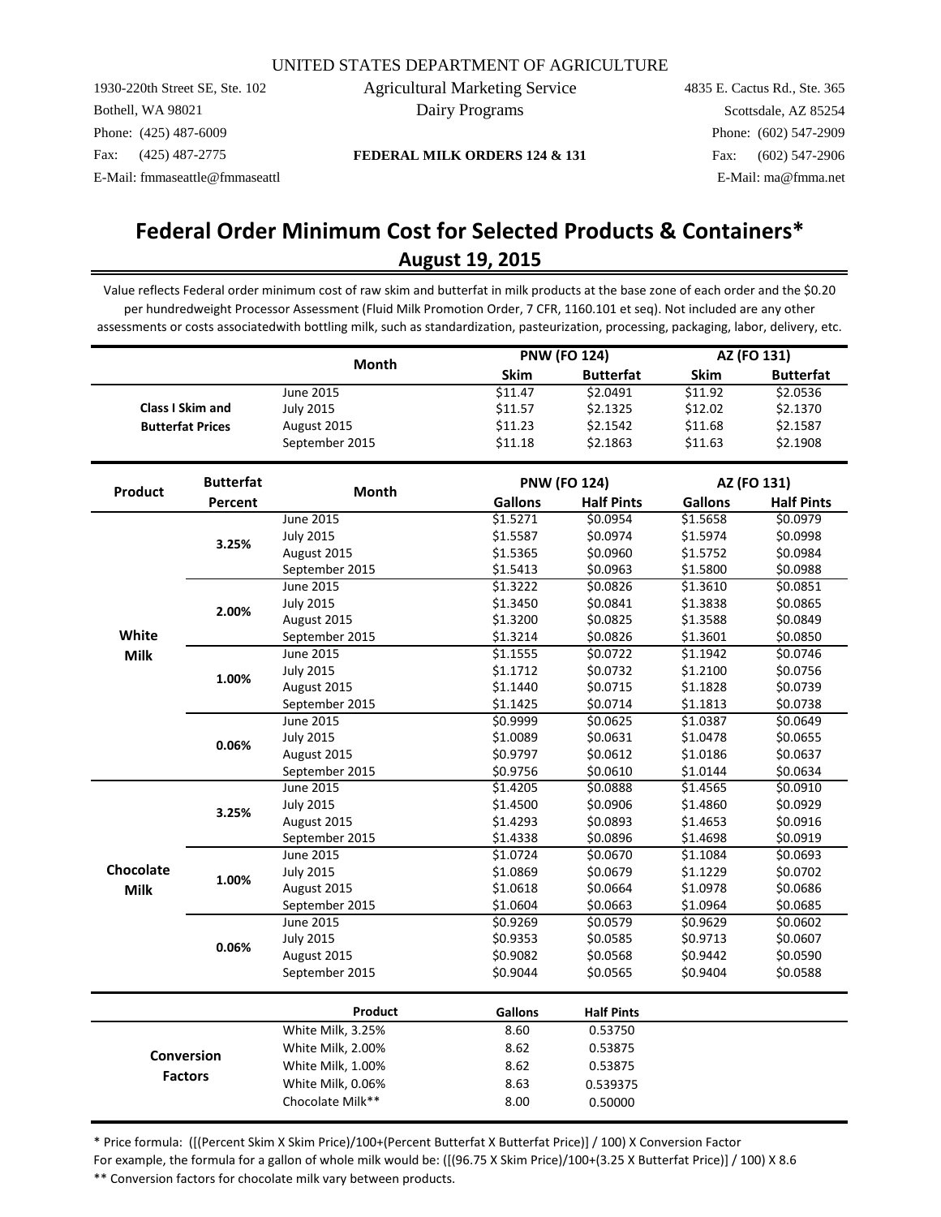UNITED STATES DEPARTMENT OF AGRICULTURE

Agricultural Marketing Service
Dairy Programs

1930-220th Street SE, Ste. 102
Bothell, WA 98021
Phone: (425) 487-6009
Fax: (425) 487-2775
E-Mail: fmmaseattle@fmmaseattl

4835 E. Cactus Rd., Ste. 365
Scottsdale, AZ 85254
Phone: (602) 547-2909
Fax: (602) 547-2906
E-Mail: ma@fmma.net

**FEDERAL MILK ORDERS 124 & 131**

# Federal Order Minimum Cost for Selected Products & Containers*

## August 19, 2015

Value reflects Federal order minimum cost of raw skim and butterfat in milk products at the base zone of each order and the $0.20 per hundredweight Processor Assessment (Fluid Milk Promotion Order, 7 CFR, 1160.101 et seq). Not included are any other assessments or costs associatedwith bottling milk, such as standardization, pasteurization, processing, packaging, labor, delivery, etc.

| | Month | PNW (FO 124) | | AZ (FO 131) | |
|---|---|---|---|---|---|
| | | Skim | Butterfat | Skim | Butterfat |
| Class I Skim and Butterfat Prices | June 2015 | $11.47 | $2.0491 | $11.92 | $2.0536 |
| | July 2015 | $11.57 | $2.1325 | $12.02 | $2.1370 |
| | August 2015 | $11.23 | $2.1542 | $11.68 | $2.1587 |
| | September 2015 | $11.18 | $2.1863 | $11.63 | $2.1908 |

| Product | Butterfat Percent | Month | PNW (FO 124) | | AZ (FO 131) | |
|---|---|---|---|---|---|---|
| | | | Gallons | Half Pints | Gallons | Half Pints |
| White Milk | 3.25% | June 2015 | $1.5271 | $0.0954 | $1.5658 | $0.0979 |
| | | July 2015 | $1.5587 | $0.0974 | $1.5974 | $0.0998 |
| | | August 2015 | $1.5365 | $0.0960 | $1.5752 | $0.0984 |
| | | September 2015 | $1.5413 | $0.0963 | $1.5800 | $0.0988 |
| | 2.00% | June 2015 | $1.3222 | $0.0826 | $1.3610 | $0.0851 |
| | | July 2015 | $1.3450 | $0.0841 | $1.3838 | $0.0865 |
| | | August 2015 | $1.3200 | $0.0825 | $1.3588 | $0.0849 |
| | | September 2015 | $1.3214 | $0.0826 | $1.3601 | $0.0850 |
| | 1.00% | June 2015 | $1.1555 | $0.0722 | $1.1942 | $0.0746 |
| | | July 2015 | $1.1712 | $0.0732 | $1.2100 | $0.0756 |
| | | August 2015 | $1.1440 | $0.0715 | $1.1828 | $0.0739 |
| | | September 2015 | $1.1425 | $0.0714 | $1.1813 | $0.0738 |
| | 0.06% | June 2015 | $0.9999 | $0.0625 | $1.0387 | $0.0649 |
| | | July 2015 | $1.0089 | $0.0631 | $1.0478 | $0.0655 |
| | | August 2015 | $0.9797 | $0.0612 | $1.0186 | $0.0637 |
| | | September 2015 | $0.9756 | $0.0610 | $1.0144 | $0.0634 |
| Chocolate Milk | 3.25% | June 2015 | $1.4205 | $0.0888 | $1.4565 | $0.0910 |
| | | July 2015 | $1.4500 | $0.0906 | $1.4860 | $0.0929 |
| | | August 2015 | $1.4293 | $0.0893 | $1.4653 | $0.0916 |
| | | September 2015 | $1.4338 | $0.0896 | $1.4698 | $0.0919 |
| | 1.00% | June 2015 | $1.0724 | $0.0670 | $1.1084 | $0.0693 |
| | | July 2015 | $1.0869 | $0.0679 | $1.1229 | $0.0702 |
| | | August 2015 | $1.0618 | $0.0664 | $1.0978 | $0.0686 |
| | | September 2015 | $1.0604 | $0.0663 | $1.0964 | $0.0685 |
| | 0.06% | June 2015 | $0.9269 | $0.0579 | $0.9629 | $0.0602 |
| | | July 2015 | $0.9353 | $0.0585 | $0.9713 | $0.0607 |
| | | August 2015 | $0.9082 | $0.0568 | $0.9442 | $0.0590 |
| | | September 2015 | $0.9044 | $0.0565 | $0.9404 | $0.0588 |

| | Product | Gallons | Half Pints |
|---|---|---|---|
| Conversion Factors | White Milk, 3.25% | 8.60 | 0.53750 |
| | White Milk, 2.00% | 8.62 | 0.53875 |
| | White Milk, 1.00% | 8.62 | 0.53875 |
| | White Milk, 0.06% | 8.63 | 0.539375 |
| | Chocolate Milk** | 8.00 | 0.50000 |

* Price formula: ([(Percent Skim X Skim Price)/100+(Percent Butterfat X Butterfat Price)] / 100) X Conversion Factor

For example, the formula for a gallon of whole milk would be: ([(96.75 X Skim Price)/100+(3.25 X Butterfat Price)] / 100) X 8.6

** Conversion factors for chocolate milk vary between products.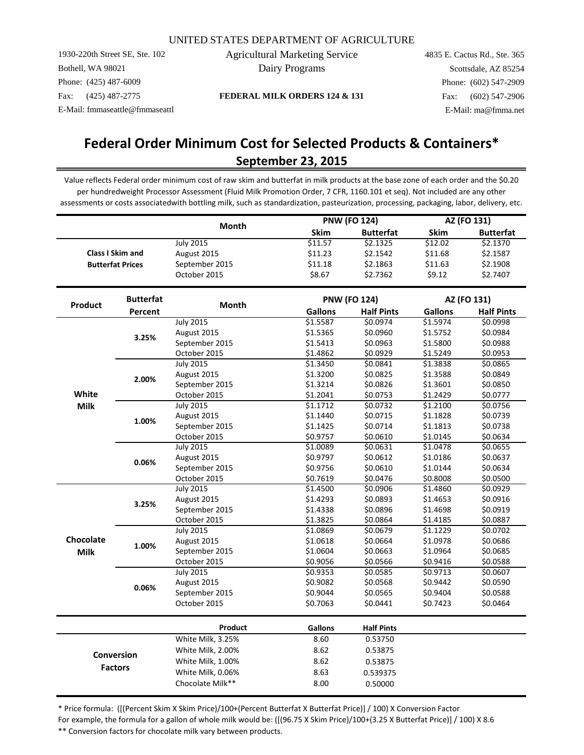UNITED STATES DEPARTMENT OF AGRICULTURE

Agricultural Marketing Service
Dairy Programs

1930-220th Street SE, Ste. 102
Bothell, WA 98021
Phone: (425) 487-6009
Fax: (425) 487-2775
E-Mail: fmmaseattle@fmmaseattl

4835 E. Cactus Rd., Ste. 365
Scottsdale, AZ 85254
Phone: (602) 547-2909
Fax: (602) 547-2906
E-Mail: ma@fmma.net

**FEDERAL MILK ORDERS 124 & 131**

# Federal Order Minimum Cost for Selected Products & Containers*

## September 23, 2015

Value reflects Federal order minimum cost of raw skim and butterfat in milk products at the base zone of each order and the $0.20 per hundredweight Processor Assessment (Fluid Milk Promotion Order, 7 CFR, 1160.101 et seq). Not included are any other assessments or costs associatedwith bottling milk, such as standardization, pasteurization, processing, packaging, labor, delivery, etc.

| | Month | PNW (FO 124) | | AZ (FO 131) | |
|---|---|---|---|---|---|
| | | Skim | Butterfat | Skim | Butterfat |
| Class I Skim and Butterfat Prices | July 2015 | $11.57 | $2.1325 | $12.02 | $2.1370 |
| | August 2015 | $11.23 | $2.1542 | $11.68 | $2.1587 |
| | September 2015 | $11.18 | $2.1863 | $11.63 | $2.1908 |
| | October 2015 | $8.67 | $2.7362 | $9.12 | $2.7407 |

| Product | Butterfat Percent | Month | PNW (FO 124) | | AZ (FO 131) | |
|---|---|---|---|---|---|---|
| | | | Gallons | Half Pints | Gallons | Half Pints |
| White Milk | 3.25% | July 2015 | $1.5587 | $0.0974 | $1.5974 | $0.0998 |
| | | August 2015 | $1.5365 | $0.0960 | $1.5752 | $0.0984 |
| | | September 2015 | $1.5413 | $0.0963 | $1.5800 | $0.0988 |
| | | October 2015 | $1.4862 | $0.0929 | $1.5249 | $0.0953 |
| | 2.00% | July 2015 | $1.3450 | $0.0841 | $1.3838 | $0.0865 |
| | | August 2015 | $1.3200 | $0.0825 | $1.3588 | $0.0849 |
| | | September 2015 | $1.3214 | $0.0826 | $1.3601 | $0.0850 |
| | | October 2015 | $1.2041 | $0.0753 | $1.2429 | $0.0777 |
| | 1.00% | July 2015 | $1.1712 | $0.0732 | $1.2100 | $0.0756 |
| | | August 2015 | $1.1440 | $0.0715 | $1.1828 | $0.0739 |
| | | September 2015 | $1.1425 | $0.0714 | $1.1813 | $0.0738 |
| | | October 2015 | $0.9757 | $0.0610 | $1.0145 | $0.0634 |
| | 0.06% | July 2015 | $1.0089 | $0.0631 | $1.0478 | $0.0655 |
| | | August 2015 | $0.9797 | $0.0612 | $1.0186 | $0.0637 |
| | | September 2015 | $0.9756 | $0.0610 | $1.0144 | $0.0634 |
| | | October 2015 | $0.7619 | $0.0476 | $0.8008 | $0.0500 |
| Chocolate Milk | 3.25% | July 2015 | $1.4500 | $0.0906 | $1.4860 | $0.0929 |
| | | August 2015 | $1.4293 | $0.0893 | $1.4653 | $0.0916 |
| | | September 2015 | $1.4338 | $0.0896 | $1.4698 | $0.0919 |
| | | October 2015 | $1.3825 | $0.0864 | $1.4185 | $0.0887 |
| | 1.00% | July 2015 | $1.0869 | $0.0679 | $1.1229 | $0.0702 |
| | | August 2015 | $1.0618 | $0.0664 | $1.0978 | $0.0686 |
| | | September 2015 | $1.0604 | $0.0663 | $1.0964 | $0.0685 |
| | | October 2015 | $0.9056 | $0.0566 | $0.9416 | $0.0588 |
| | 0.06% | July 2015 | $0.9353 | $0.0585 | $0.9713 | $0.0607 |
| | | August 2015 | $0.9082 | $0.0568 | $0.9442 | $0.0590 |
| | | September 2015 | $0.9044 | $0.0565 | $0.9404 | $0.0588 |
| | | October 2015 | $0.7063 | $0.0441 | $0.7423 | $0.0464 |

| | Product | Gallons | Half Pints |
|---|---|---|---|
| Conversion Factors | White Milk, 3.25% | 8.60 | 0.53750 |
| | White Milk, 2.00% | 8.62 | 0.53875 |
| | White Milk, 1.00% | 8.62 | 0.53875 |
| | White Milk, 0.06% | 8.63 | 0.539375 |
| | Chocolate Milk** | 8.00 | 0.50000 |

* Price formula: ([(Percent Skim X Skim Price)/100+(Percent Butterfat X Butterfat Price)] / 100) X Conversion Factor
For example, the formula for a gallon of whole milk would be: ([(96.75 X Skim Price)/100+(3.25 X Butterfat Price)] / 100) X 8.6

** Conversion factors for chocolate milk vary between products.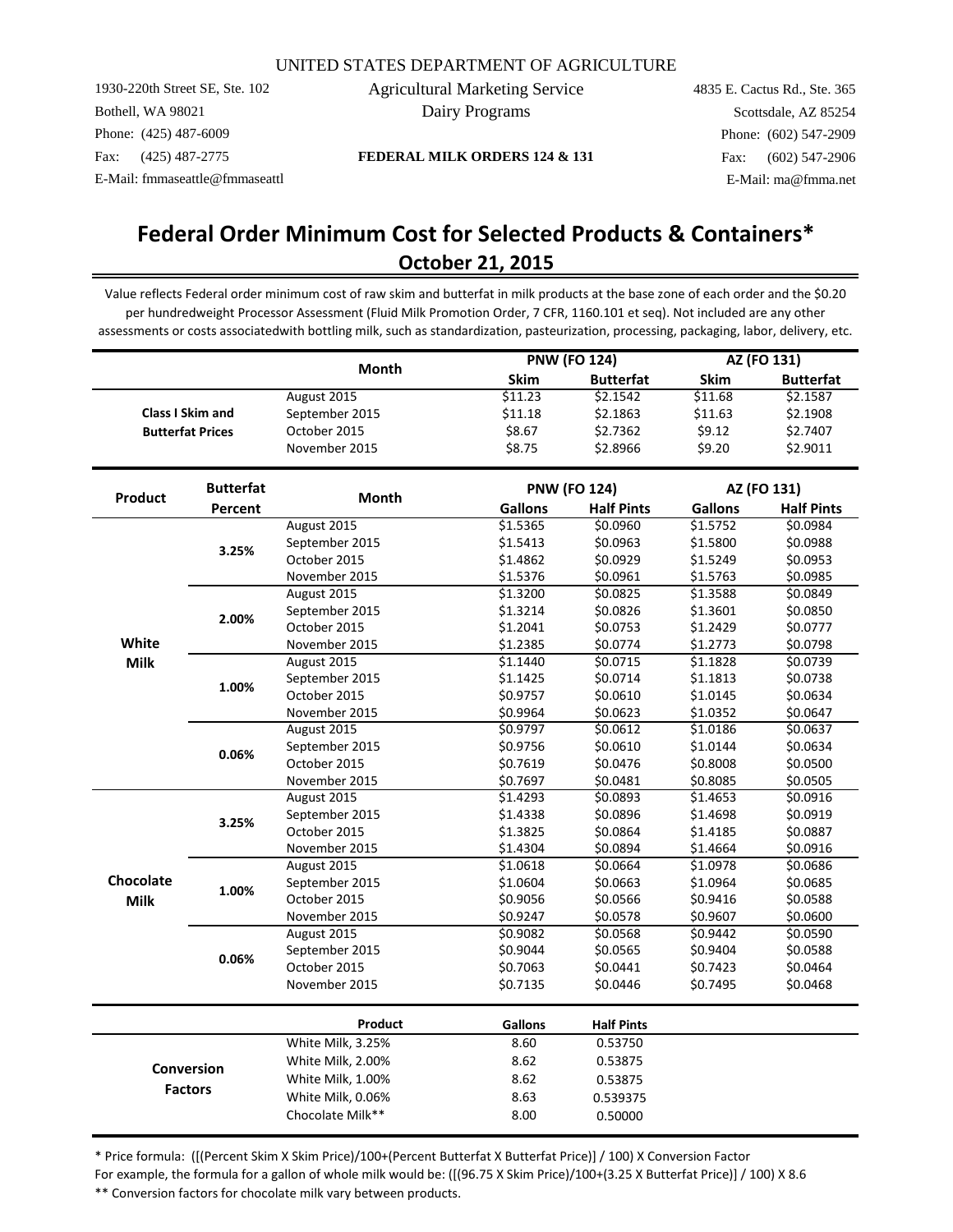UNITED STATES DEPARTMENT OF AGRICULTURE

1930-220th Street SE, Ste. 102
Bothell, WA 98021
Phone: (425) 487-6009
Fax: (425) 487-2775
E-Mail: fmmaseattle@fmmaseattl

Agricultural Marketing Service
Dairy Programs

**FEDERAL MILK ORDERS 124 & 131**

4835 E. Cactus Rd., Ste. 365
Scottsdale, AZ 85254
Phone: (602) 547-2909
Fax: (602) 547-2906
E-Mail: ma@fmma.net

# Federal Order Minimum Cost for Selected Products & Containers*

## October 21, 2015

Value reflects Federal order minimum cost of raw skim and butterfat in milk products at the base zone of each order and the $0.20 per hundredweight Processor Assessment (Fluid Milk Promotion Order, 7 CFR, 1160.101 et seq). Not included are any other assessments or costs associatedwith bottling milk, such as standardization, pasteurization, processing, packaging, labor, delivery, etc.

| | Month | PNW (FO 124) | | AZ (FO 131) | |
|---|---|---|---|---|---|
| | | Skim | Butterfat | Skim | Butterfat |
| **Class I Skim and Butterfat Prices** | August 2015 | $11.23 | $2.1542 | $11.68 | $2.1587 |
| | September 2015 | $11.18 | $2.1863 | $11.63 | $2.1908 |
| | October 2015 | $8.67 | $2.7362 | $9.12 | $2.7407 |
| | November 2015 | $8.75 | $2.8966 | $9.20 | $2.9011 |

| Product | Butterfat Percent | Month | PNW (FO 124) | | AZ (FO 131) | |
|---|---|---|---|---|---|---|
| | | | Gallons | Half Pints | Gallons | Half Pints |
| **White Milk** | **3.25%** | August 2015 | $1.5365 | $0.0960 | $1.5752 | $0.0984 |
| | | September 2015 | $1.5413 | $0.0963 | $1.5800 | $0.0988 |
| | | October 2015 | $1.4862 | $0.0929 | $1.5249 | $0.0953 |
| | | November 2015 | $1.5376 | $0.0961 | $1.5763 | $0.0985 |
| | **2.00%** | August 2015 | $1.3200 | $0.0825 | $1.3588 | $0.0849 |
| | | September 2015 | $1.3214 | $0.0826 | $1.3601 | $0.0850 |
| | | October 2015 | $1.2041 | $0.0753 | $1.2429 | $0.0777 |
| | | November 2015 | $1.2385 | $0.0774 | $1.2773 | $0.0798 |
| | **1.00%** | August 2015 | $1.1440 | $0.0715 | $1.1828 | $0.0739 |
| | | September 2015 | $1.1425 | $0.0714 | $1.1813 | $0.0738 |
| | | October 2015 | $0.9757 | $0.0610 | $1.0145 | $0.0634 |
| | | November 2015 | $0.9964 | $0.0623 | $1.0352 | $0.0647 |
| | **0.06%** | August 2015 | $0.9797 | $0.0612 | $1.0186 | $0.0637 |
| | | September 2015 | $0.9756 | $0.0610 | $1.0144 | $0.0634 |
| | | October 2015 | $0.7619 | $0.0476 | $0.8008 | $0.0500 |
| | | November 2015 | $0.7697 | $0.0481 | $0.8085 | $0.0505 |
| **Chocolate Milk** | **3.25%** | August 2015 | $1.4293 | $0.0893 | $1.4653 | $0.0916 |
| | | September 2015 | $1.4338 | $0.0896 | $1.4698 | $0.0919 |
| | | October 2015 | $1.3825 | $0.0864 | $1.4185 | $0.0887 |
| | | November 2015 | $1.4304 | $0.0894 | $1.4664 | $0.0916 |
| | **1.00%** | August 2015 | $1.0618 | $0.0664 | $1.0978 | $0.0686 |
| | | September 2015 | $1.0604 | $0.0663 | $1.0964 | $0.0685 |
| | | October 2015 | $0.9056 | $0.0566 | $0.9416 | $0.0588 |
| | | November 2015 | $0.9247 | $0.0578 | $0.9607 | $0.0600 |
| | **0.06%** | August 2015 | $0.9082 | $0.0568 | $0.9442 | $0.0590 |
| | | September 2015 | $0.9044 | $0.0565 | $0.9404 | $0.0588 |
| | | October 2015 | $0.7063 | $0.0441 | $0.7423 | $0.0464 |
| | | November 2015 | $0.7135 | $0.0446 | $0.7495 | $0.0468 |

| | Product | Gallons | Half Pints |
|---|---|---|---|
| **Conversion Factors** | White Milk, 3.25% | 8.60 | 0.53750 |
| | White Milk, 2.00% | 8.62 | 0.53875 |
| | White Milk, 1.00% | 8.62 | 0.53875 |
| | White Milk, 0.06% | 8.63 | 0.539375 |
| | Chocolate Milk** | 8.00 | 0.50000 |

* Price formula: ([(Percent Skim X Skim Price)/100+(Percent Butterfat X Butterfat Price)] / 100) X Conversion Factor

For example, the formula for a gallon of whole milk would be: ([(96.75 X Skim Price)/100+(3.25 X Butterfat Price)] / 100) X 8.6

** Conversion factors for chocolate milk vary between products.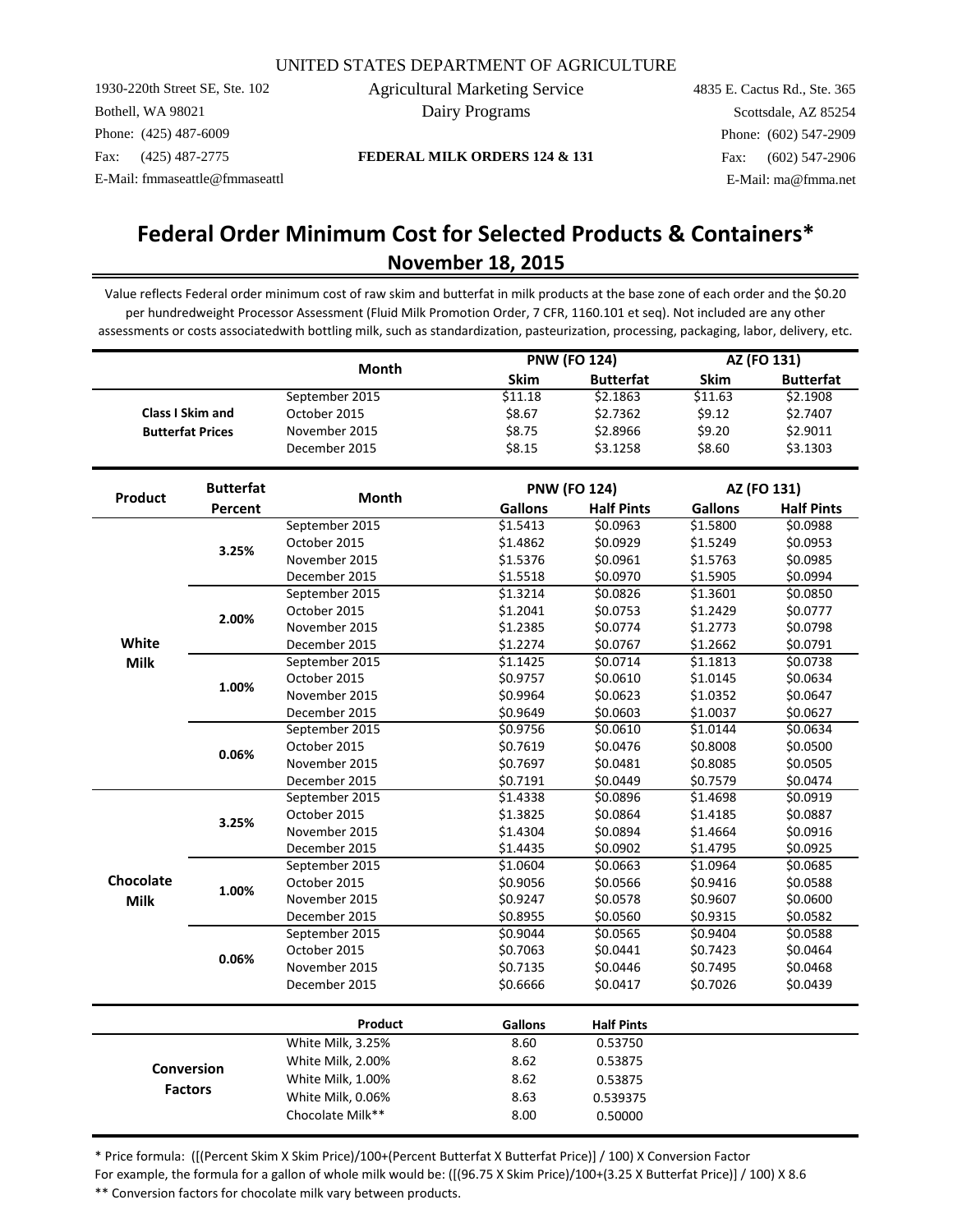UNITED STATES DEPARTMENT OF AGRICULTURE

1930-220th Street SE, Ste. 102
Bothell, WA 98021
Phone: (425) 487-6009
Fax: (425) 487-2775
E-Mail: fmmaseattle@fmmaseattl

Agricultural Marketing Service
Dairy Programs

**FEDERAL MILK ORDERS 124 & 131**

4835 E. Cactus Rd., Ste. 365
Scottsdale, AZ 85254
Phone: (602) 547-2909
Fax: (602) 547-2906
E-Mail: ma@fmma.net

# Federal Order Minimum Cost for Selected Products & Containers*

## November 18, 2015

Value reflects Federal order minimum cost of raw skim and butterfat in milk products at the base zone of each order and the $0.20 per hundredweight Processor Assessment (Fluid Milk Promotion Order, 7 CFR, 1160.101 et seq). Not included are any other assessments or costs associatedwith bottling milk, such as standardization, pasteurization, processing, packaging, labor, delivery, etc.

| | Month | PNW (FO 124) | | AZ (FO 131) | |
|---|---|---|---|---|---|
| | | Skim | Butterfat | Skim | Butterfat |
| Class I Skim and Butterfat Prices | September 2015 | $11.18 | $2.1863 | $11.63 | $2.1908 |
| | October 2015 | $8.67 | $2.7362 | $9.12 | $2.7407 |
| | November 2015 | $8.75 | $2.8966 | $9.20 | $2.9011 |
| | December 2015 | $8.15 | $3.1258 | $8.60 | $3.1303 |

| Product | Butterfat Percent | Month | PNW (FO 124) | | AZ (FO 131) | |
|---|---|---|---|---|---|---|
| | | | Gallons | Half Pints | Gallons | Half Pints |
| White Milk | 3.25% | September 2015 | $1.5413 | $0.0963 | $1.5800 | $0.0988 |
| | | October 2015 | $1.4862 | $0.0929 | $1.5249 | $0.0953 |
| | | November 2015 | $1.5376 | $0.0961 | $1.5763 | $0.0985 |
| | | December 2015 | $1.5518 | $0.0970 | $1.5905 | $0.0994 |
| | 2.00% | September 2015 | $1.3214 | $0.0826 | $1.3601 | $0.0850 |
| | | October 2015 | $1.2041 | $0.0753 | $1.2429 | $0.0777 |
| | | November 2015 | $1.2385 | $0.0774 | $1.2773 | $0.0798 |
| | | December 2015 | $1.2274 | $0.0767 | $1.2662 | $0.0791 |
| | 1.00% | September 2015 | $1.1425 | $0.0714 | $1.1813 | $0.0738 |
| | | October 2015 | $0.9757 | $0.0610 | $1.0145 | $0.0634 |
| | | November 2015 | $0.9964 | $0.0623 | $1.0352 | $0.0647 |
| | | December 2015 | $0.9649 | $0.0603 | $1.0037 | $0.0627 |
| | 0.06% | September 2015 | $0.9756 | $0.0610 | $1.0144 | $0.0634 |
| | | October 2015 | $0.7619 | $0.0476 | $0.8008 | $0.0500 |
| | | November 2015 | $0.7697 | $0.0481 | $0.8085 | $0.0505 |
| | | December 2015 | $0.7191 | $0.0449 | $0.7579 | $0.0474 |
| Chocolate Milk | 3.25% | September 2015 | $1.4338 | $0.0896 | $1.4698 | $0.0919 |
| | | October 2015 | $1.3825 | $0.0864 | $1.4185 | $0.0887 |
| | | November 2015 | $1.4304 | $0.0894 | $1.4664 | $0.0916 |
| | | December 2015 | $1.4435 | $0.0902 | $1.4795 | $0.0925 |
| | 1.00% | September 2015 | $1.0604 | $0.0663 | $1.0964 | $0.0685 |
| | | October 2015 | $0.9056 | $0.0566 | $0.9416 | $0.0588 |
| | | November 2015 | $0.9247 | $0.0578 | $0.9607 | $0.0600 |
| | | December 2015 | $0.8955 | $0.0560 | $0.9315 | $0.0582 |
| | 0.06% | September 2015 | $0.9044 | $0.0565 | $0.9404 | $0.0588 |
| | | October 2015 | $0.7063 | $0.0441 | $0.7423 | $0.0464 |
| | | November 2015 | $0.7135 | $0.0446 | $0.7495 | $0.0468 |
| | | December 2015 | $0.6666 | $0.0417 | $0.7026 | $0.0439 |

| | Product | Gallons | Half Pints |
|---|---|---|---|
| Conversion Factors | White Milk, 3.25% | 8.60 | 0.53750 |
| | White Milk, 2.00% | 8.62 | 0.53875 |
| | White Milk, 1.00% | 8.62 | 0.53875 |
| | White Milk, 0.06% | 8.63 | 0.539375 |
| | Chocolate Milk** | 8.00 | 0.50000 |

* Price formula: ([(Percent Skim X Skim Price)/100+(Percent Butterfat X Butterfat Price)] / 100) X Conversion Factor

For example, the formula for a gallon of whole milk would be: ([(96.75 X Skim Price)/100+(3.25 X Butterfat Price)] / 100) X 8.6

** Conversion factors for chocolate milk vary between products.